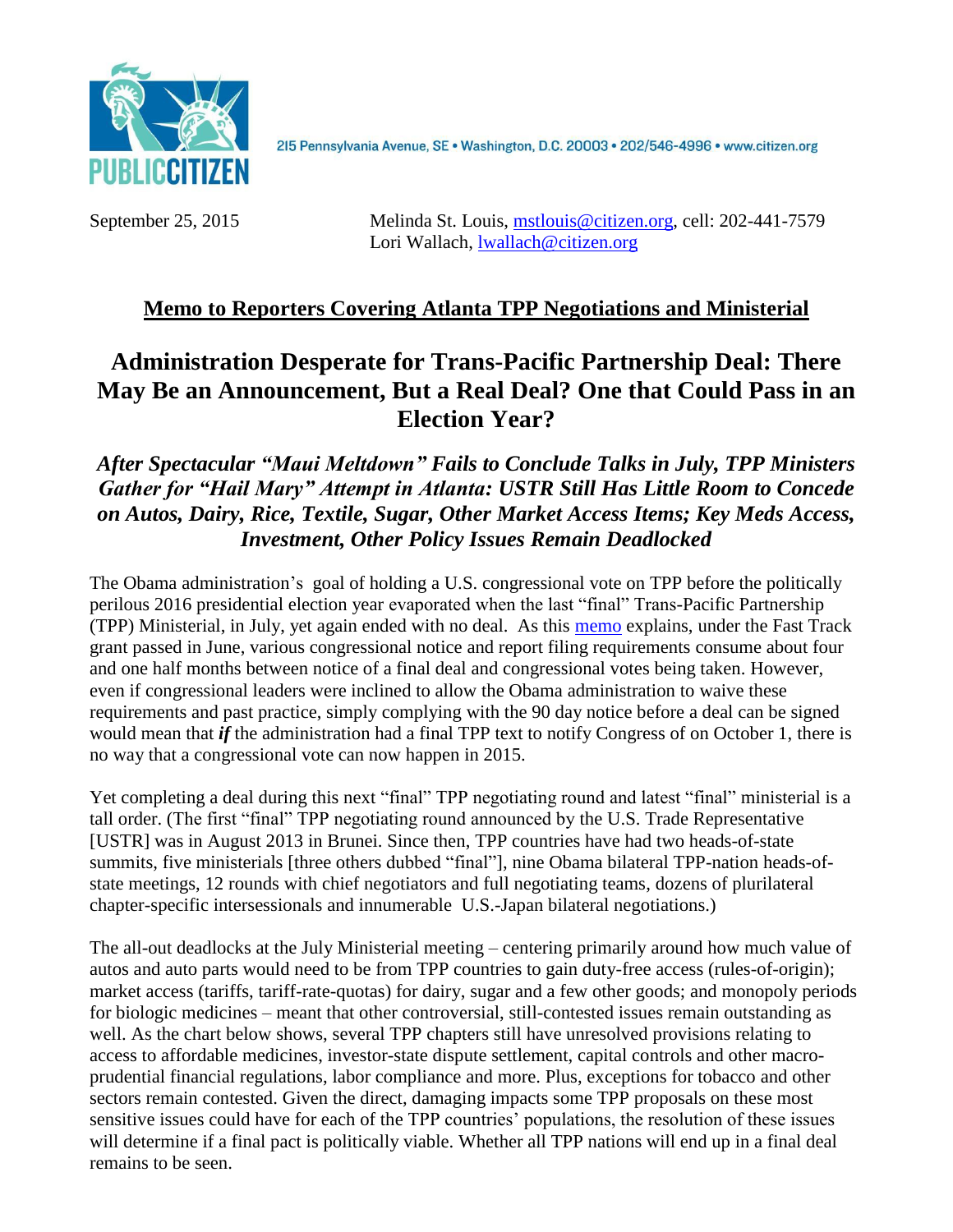PUBLIC CITIZEN

215 Pennsylvania Avenue, SE • Washington, D.C. 20003 • 202/546-4996 • www.citizen.org

September 25, 2015

Melinda St. Louis, mstlouis@citizen.org, cell: 202-441-7579
Lori Wallach, lwallach@citizen.org

## Memo to Reporters Covering Atlanta TPP Negotiations and Ministerial

# Administration Desperate for Trans-Pacific Partnership Deal: There May Be an Announcement, But a Real Deal? One that Could Pass in an Election Year?

### *After Spectacular "Maui Meltdown" Fails to Conclude Talks in July, TPP Ministers Gather for "Hail Mary" Attempt in Atlanta: USTR Still Has Little Room to Concede on Autos, Dairy, Rice, Textile, Sugar, Other Market Access Items; Key Meds Access, Investment, Other Policy Issues Remain Deadlocked*

The Obama administration's goal of holding a U.S. congressional vote on TPP before the politically perilous 2016 presidential election year evaporated when the last "final" Trans-Pacific Partnership (TPP) Ministerial, in July, yet again ended with no deal. As this memo explains, under the Fast Track grant passed in June, various congressional notice and report filing requirements consume about four and one half months between notice of a final deal and congressional votes being taken. However, even if congressional leaders were inclined to allow the Obama administration to waive these requirements and past practice, simply complying with the 90 day notice before a deal can be signed would mean that ***if*** the administration had a final TPP text to notify Congress of on October 1, there is no way that a congressional vote can now happen in 2015.

Yet completing a deal during this next "final" TPP negotiating round and latest "final" ministerial is a tall order. (The first "final" TPP negotiating round announced by the U.S. Trade Representative [USTR] was in August 2013 in Brunei. Since then, TPP countries have had two heads-of-state summits, five ministerials [three others dubbed "final"], nine Obama bilateral TPP-nation heads-of-state meetings, 12 rounds with chief negotiators and full negotiating teams, dozens of plurilateral chapter-specific intersessionals and innumerable U.S.-Japan bilateral negotiations.)

The all-out deadlocks at the July Ministerial meeting – centering primarily around how much value of autos and auto parts would need to be from TPP countries to gain duty-free access (rules-of-origin); market access (tariffs, tariff-rate-quotas) for dairy, sugar and a few other goods; and monopoly periods for biologic medicines – meant that other controversial, still-contested issues remain outstanding as well. As the chart below shows, several TPP chapters still have unresolved provisions relating to access to affordable medicines, investor-state dispute settlement, capital controls and other macro-prudential financial regulations, labor compliance and more. Plus, exceptions for tobacco and other sectors remain contested. Given the direct, damaging impacts some TPP proposals on these most sensitive issues could have for each of the TPP countries' populations, the resolution of these issues will determine if a final pact is politically viable. Whether all TPP nations will end up in a final deal remains to be seen.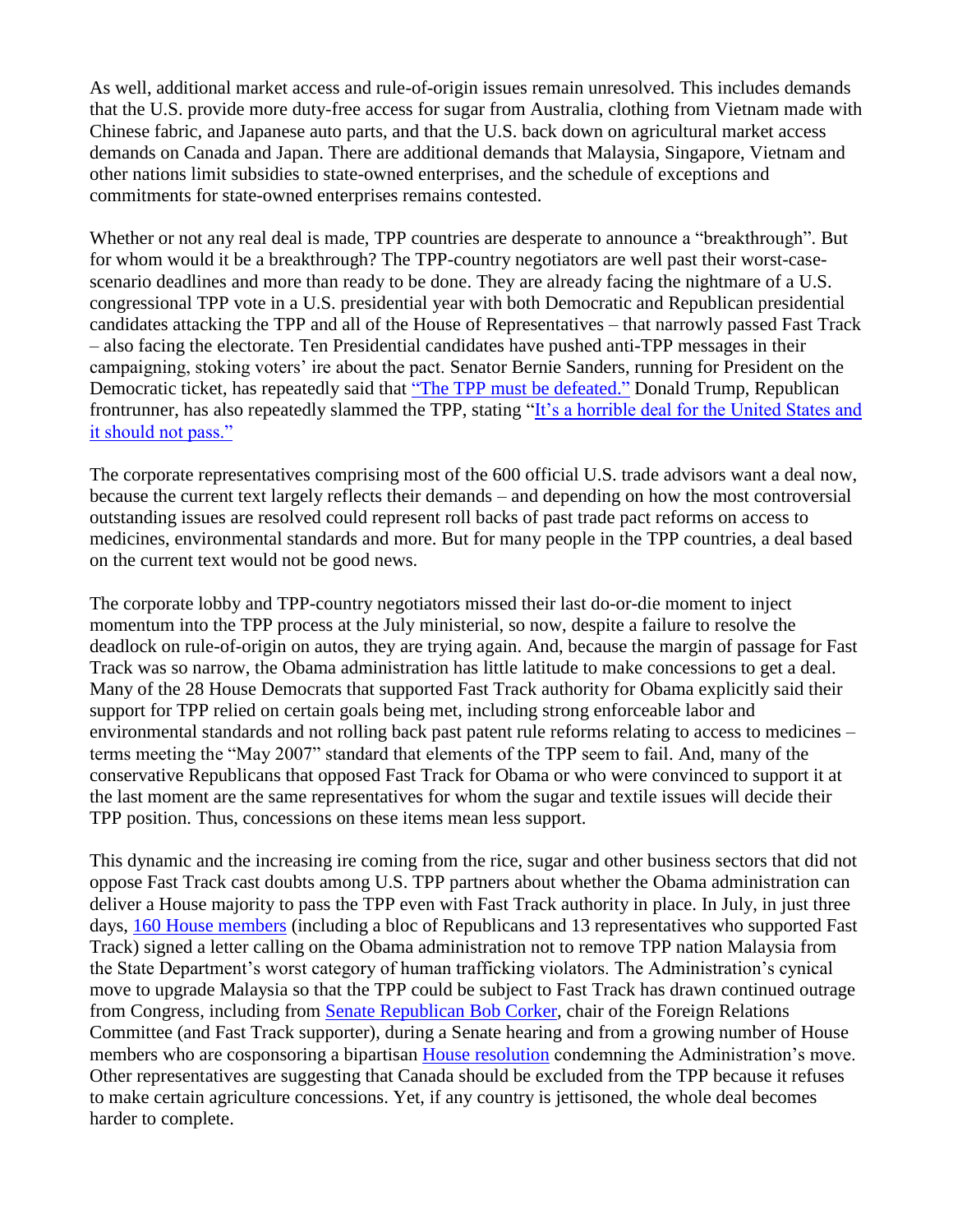As well, additional market access and rule-of-origin issues remain unresolved. This includes demands that the U.S. provide more duty-free access for sugar from Australia, clothing from Vietnam made with Chinese fabric, and Japanese auto parts, and that the U.S. back down on agricultural market access demands on Canada and Japan. There are additional demands that Malaysia, Singapore, Vietnam and other nations limit subsidies to state-owned enterprises, and the schedule of exceptions and commitments for state-owned enterprises remains contested.

Whether or not any real deal is made, TPP countries are desperate to announce a "breakthrough". But for whom would it be a breakthrough? The TPP-country negotiators are well past their worst-case-scenario deadlines and more than ready to be done. They are already facing the nightmare of a U.S. congressional TPP vote in a U.S. presidential year with both Democratic and Republican presidential candidates attacking the TPP and all of the House of Representatives – that narrowly passed Fast Track – also facing the electorate. Ten Presidential candidates have pushed anti-TPP messages in their campaigning, stoking voters' ire about the pact. Senator Bernie Sanders, running for President on the Democratic ticket, has repeatedly said that "The TPP must be defeated." Donald Trump, Republican frontrunner, has also repeatedly slammed the TPP, stating "It's a horrible deal for the United States and it should not pass."

The corporate representatives comprising most of the 600 official U.S. trade advisors want a deal now, because the current text largely reflects their demands – and depending on how the most controversial outstanding issues are resolved could represent roll backs of past trade pact reforms on access to medicines, environmental standards and more. But for many people in the TPP countries, a deal based on the current text would not be good news.

The corporate lobby and TPP-country negotiators missed their last do-or-die moment to inject momentum into the TPP process at the July ministerial, so now, despite a failure to resolve the deadlock on rule-of-origin on autos, they are trying again. And, because the margin of passage for Fast Track was so narrow, the Obama administration has little latitude to make concessions to get a deal. Many of the 28 House Democrats that supported Fast Track authority for Obama explicitly said their support for TPP relied on certain goals being met, including strong enforceable labor and environmental standards and not rolling back past patent rule reforms relating to access to medicines – terms meeting the "May 2007" standard that elements of the TPP seem to fail. And, many of the conservative Republicans that opposed Fast Track for Obama or who were convinced to support it at the last moment are the same representatives for whom the sugar and textile issues will decide their TPP position. Thus, concessions on these items mean less support.

This dynamic and the increasing ire coming from the rice, sugar and other business sectors that did not oppose Fast Track cast doubts among U.S. TPP partners about whether the Obama administration can deliver a House majority to pass the TPP even with Fast Track authority in place. In July, in just three days, 160 House members (including a bloc of Republicans and 13 representatives who supported Fast Track) signed a letter calling on the Obama administration not to remove TPP nation Malaysia from the State Department's worst category of human trafficking violators. The Administration's cynical move to upgrade Malaysia so that the TPP could be subject to Fast Track has drawn continued outrage from Congress, including from Senate Republican Bob Corker, chair of the Foreign Relations Committee (and Fast Track supporter), during a Senate hearing and from a growing number of House members who are cosponsoring a bipartisan House resolution condemning the Administration's move. Other representatives are suggesting that Canada should be excluded from the TPP because it refuses to make certain agriculture concessions. Yet, if any country is jettisoned, the whole deal becomes harder to complete.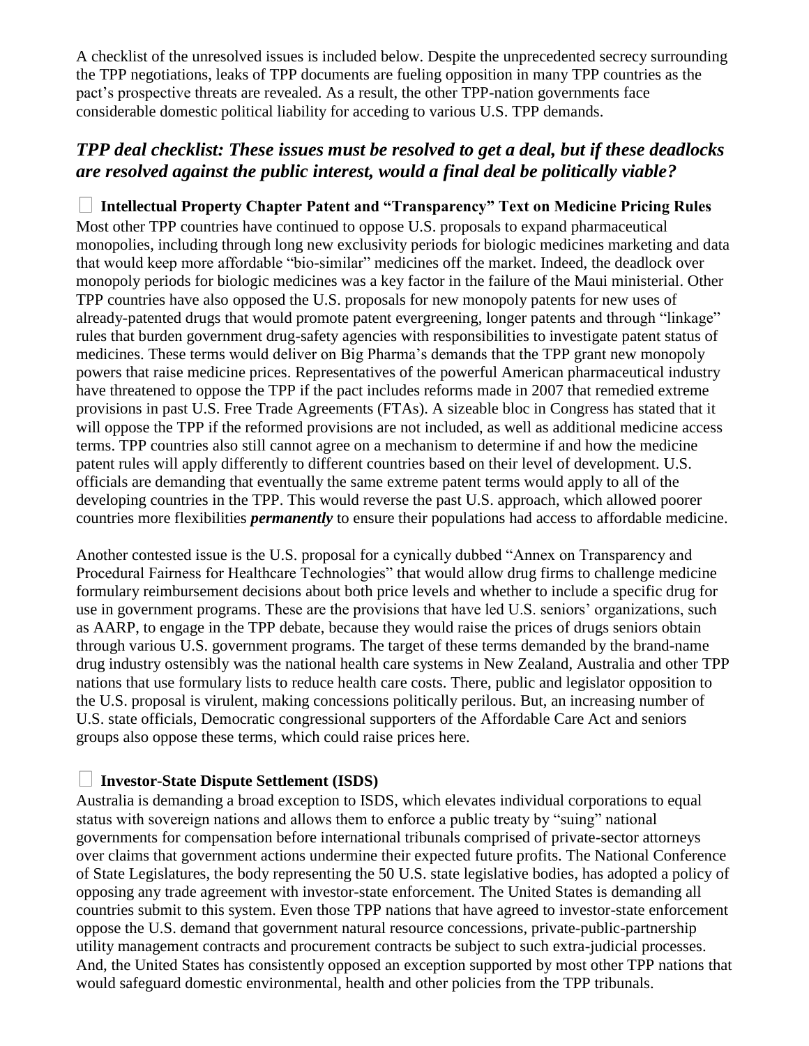A checklist of the unresolved issues is included below. Despite the unprecedented secrecy surrounding the TPP negotiations, leaks of TPP documents are fueling opposition in many TPP countries as the pact's prospective threats are revealed. As a result, the other TPP-nation governments face considerable domestic political liability for acceding to various U.S. TPP demands.

## *TPP deal checklist: These issues must be resolved to get a deal, but if these deadlocks are resolved against the public interest, would a final deal be politically viable?*

### ☐ Intellectual Property Chapter Patent and "Transparency" Text on Medicine Pricing Rules

Most other TPP countries have continued to oppose U.S. proposals to expand pharmaceutical monopolies, including through long new exclusivity periods for biologic medicines marketing and data that would keep more affordable "bio-similar" medicines off the market. Indeed, the deadlock over monopoly periods for biologic medicines was a key factor in the failure of the Maui ministerial. Other TPP countries have also opposed the U.S. proposals for new monopoly patents for new uses of already-patented drugs that would promote patent evergreening, longer patents and through "linkage" rules that burden government drug-safety agencies with responsibilities to investigate patent status of medicines. These terms would deliver on Big Pharma's demands that the TPP grant new monopoly powers that raise medicine prices. Representatives of the powerful American pharmaceutical industry have threatened to oppose the TPP if the pact includes reforms made in 2007 that remedied extreme provisions in past U.S. Free Trade Agreements (FTAs). A sizeable bloc in Congress has stated that it will oppose the TPP if the reformed provisions are not included, as well as additional medicine access terms. TPP countries also still cannot agree on a mechanism to determine if and how the medicine patent rules will apply differently to different countries based on their level of development. U.S. officials are demanding that eventually the same extreme patent terms would apply to all of the developing countries in the TPP. This would reverse the past U.S. approach, which allowed poorer countries more flexibilities ***permanently*** to ensure their populations had access to affordable medicine.

Another contested issue is the U.S. proposal for a cynically dubbed "Annex on Transparency and Procedural Fairness for Healthcare Technologies" that would allow drug firms to challenge medicine formulary reimbursement decisions about both price levels and whether to include a specific drug for use in government programs. These are the provisions that have led U.S. seniors' organizations, such as AARP, to engage in the TPP debate, because they would raise the prices of drugs seniors obtain through various U.S. government programs. The target of these terms demanded by the brand-name drug industry ostensibly was the national health care systems in New Zealand, Australia and other TPP nations that use formulary lists to reduce health care costs. There, public and legislator opposition to the U.S. proposal is virulent, making concessions politically perilous. But, an increasing number of U.S. state officials, Democratic congressional supporters of the Affordable Care Act and seniors groups also oppose these terms, which could raise prices here.

### ☐ Investor-State Dispute Settlement (ISDS)

Australia is demanding a broad exception to ISDS, which elevates individual corporations to equal status with sovereign nations and allows them to enforce a public treaty by "suing" national governments for compensation before international tribunals comprised of private-sector attorneys over claims that government actions undermine their expected future profits. The National Conference of State Legislatures, the body representing the 50 U.S. state legislative bodies, has adopted a policy of opposing any trade agreement with investor-state enforcement. The United States is demanding all countries submit to this system. Even those TPP nations that have agreed to investor-state enforcement oppose the U.S. demand that government natural resource concessions, private-public-partnership utility management contracts and procurement contracts be subject to such extra-judicial processes. And, the United States has consistently opposed an exception supported by most other TPP nations that would safeguard domestic environmental, health and other policies from the TPP tribunals.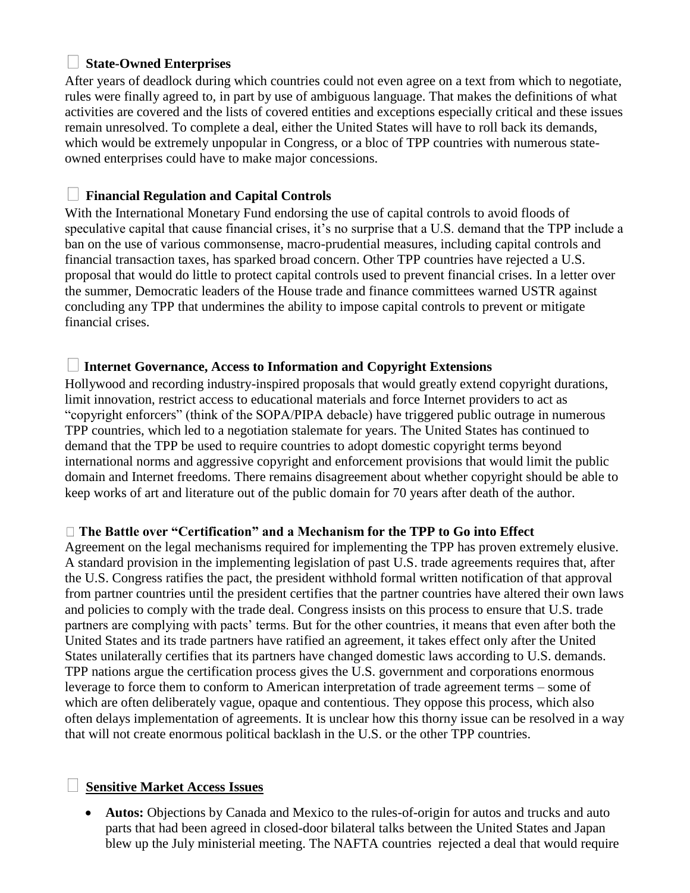- **State-Owned Enterprises**

After years of deadlock during which countries could not even agree on a text from which to negotiate, rules were finally agreed to, in part by use of ambiguous language. That makes the definitions of what activities are covered and the lists of covered entities and exceptions especially critical and these issues remain unresolved. To complete a deal, either the United States will have to roll back its demands, which would be extremely unpopular in Congress, or a bloc of TPP countries with numerous state-owned enterprises could have to make major concessions.

- **Financial Regulation and Capital Controls**

With the International Monetary Fund endorsing the use of capital controls to avoid floods of speculative capital that cause financial crises, it's no surprise that a U.S. demand that the TPP include a ban on the use of various commonsense, macro-prudential measures, including capital controls and financial transaction taxes, has sparked broad concern. Other TPP countries have rejected a U.S. proposal that would do little to protect capital controls used to prevent financial crises. In a letter over the summer, Democratic leaders of the House trade and finance committees warned USTR against concluding any TPP that undermines the ability to impose capital controls to prevent or mitigate financial crises.

- **Internet Governance, Access to Information and Copyright Extensions**

Hollywood and recording industry-inspired proposals that would greatly extend copyright durations, limit innovation, restrict access to educational materials and force Internet providers to act as "copyright enforcers" (think of the SOPA/PIPA debacle) have triggered public outrage in numerous TPP countries, which led to a negotiation stalemate for years. The United States has continued to demand that the TPP be used to require countries to adopt domestic copyright terms beyond international norms and aggressive copyright and enforcement provisions that would limit the public domain and Internet freedoms. There remains disagreement about whether copyright should be able to keep works of art and literature out of the public domain for 70 years after death of the author.

- **The Battle over "Certification" and a Mechanism for the TPP to Go into Effect**

Agreement on the legal mechanisms required for implementing the TPP has proven extremely elusive. A standard provision in the implementing legislation of past U.S. trade agreements requires that, after the U.S. Congress ratifies the pact, the president withhold formal written notification of that approval from partner countries until the president certifies that the partner countries have altered their own laws and policies to comply with the trade deal. Congress insists on this process to ensure that U.S. trade partners are complying with pacts' terms. But for the other countries, it means that even after both the United States and its trade partners have ratified an agreement, it takes effect only after the United States unilaterally certifies that its partners have changed domestic laws according to U.S. demands. TPP nations argue the certification process gives the U.S. government and corporations enormous leverage to force them to conform to American interpretation of trade agreement terms – some of which are often deliberately vague, opaque and contentious. They oppose this process, which also often delays implementation of agreements. It is unclear how this thorny issue can be resolved in a way that will not create enormous political backlash in the U.S. or the other TPP countries.

- <u>**Sensitive Market Access Issues**</u>

  - **Autos:** Objections by Canada and Mexico to the rules-of-origin for autos and trucks and auto parts that had been agreed in closed-door bilateral talks between the United States and Japan blew up the July ministerial meeting. The NAFTA countries rejected a deal that would require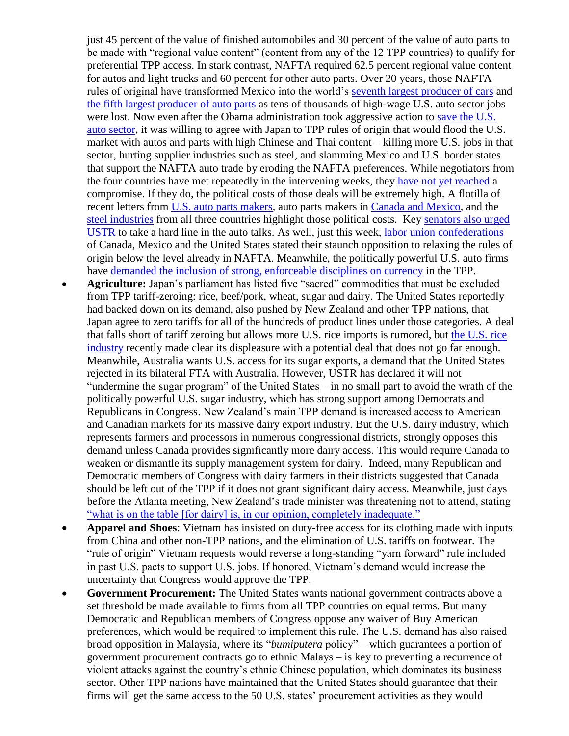just 45 percent of the value of finished automobiles and 30 percent of the value of auto parts to be made with "regional value content" (content from any of the 12 TPP countries) to qualify for preferential TPP access. In stark contrast, NAFTA required 62.5 percent regional value content for autos and light trucks and 60 percent for other auto parts. Over 20 years, those NAFTA rules of original have transformed Mexico into the world's seventh largest producer of cars and the fifth largest producer of auto parts as tens of thousands of high-wage U.S. auto sector jobs were lost. Now even after the Obama administration took aggressive action to save the U.S. auto sector, it was willing to agree with Japan to TPP rules of origin that would flood the U.S. market with autos and parts with high Chinese and Thai content – killing more U.S. jobs in that sector, hurting supplier industries such as steel, and slamming Mexico and U.S. border states that support the NAFTA auto trade by eroding the NAFTA preferences. While negotiators from the four countries have met repeatedly in the intervening weeks, they have not yet reached a compromise. If they do, the political costs of those deals will be extremely high. A flotilla of recent letters from U.S. auto parts makers, auto parts makers in Canada and Mexico, and the steel industries from all three countries highlight those political costs. Key senators also urged USTR to take a hard line in the auto talks. As well, just this week, labor union confederations of Canada, Mexico and the United States stated their staunch opposition to relaxing the rules of origin below the level already in NAFTA. Meanwhile, the politically powerful U.S. auto firms have demanded the inclusion of strong, enforceable disciplines on currency in the TPP.

- **Agriculture:** Japan's parliament has listed five "sacred" commodities that must be excluded from TPP tariff-zeroing: rice, beef/pork, wheat, sugar and dairy. The United States reportedly had backed down on its demand, also pushed by New Zealand and other TPP nations, that Japan agree to zero tariffs for all of the hundreds of product lines under those categories. A deal that falls short of tariff zeroing but allows more U.S. rice imports is rumored, but the U.S. rice industry recently made clear its displeasure with a potential deal that does not go far enough. Meanwhile, Australia wants U.S. access for its sugar exports, a demand that the United States rejected in its bilateral FTA with Australia. However, USTR has declared it will not "undermine the sugar program" of the United States – in no small part to avoid the wrath of the politically powerful U.S. sugar industry, which has strong support among Democrats and Republicans in Congress. New Zealand's main TPP demand is increased access to American and Canadian markets for its massive dairy export industry. But the U.S. dairy industry, which represents farmers and processors in numerous congressional districts, strongly opposes this demand unless Canada provides significantly more dairy access. This would require Canada to weaken or dismantle its supply management system for dairy. Indeed, many Republican and Democratic members of Congress with dairy farmers in their districts suggested that Canada should be left out of the TPP if it does not grant significant dairy access. Meanwhile, just days before the Atlanta meeting, New Zealand's trade minister was threatening not to attend, stating "what is on the table [for dairy] is, in our opinion, completely inadequate."
- **Apparel and Shoes**: Vietnam has insisted on duty-free access for its clothing made with inputs from China and other non-TPP nations, and the elimination of U.S. tariffs on footwear. The "rule of origin" Vietnam requests would reverse a long-standing "yarn forward" rule included in past U.S. pacts to support U.S. jobs. If honored, Vietnam's demand would increase the uncertainty that Congress would approve the TPP.
- **Government Procurement:** The United States wants national government contracts above a set threshold be made available to firms from all TPP countries on equal terms. But many Democratic and Republican members of Congress oppose any waiver of Buy American preferences, which would be required to implement this rule. The U.S. demand has also raised broad opposition in Malaysia, where its "*bumiputera* policy" – which guarantees a portion of government procurement contracts go to ethnic Malays – is key to preventing a recurrence of violent attacks against the country's ethnic Chinese population, which dominates its business sector. Other TPP nations have maintained that the United States should guarantee that their firms will get the same access to the 50 U.S. states' procurement activities as they would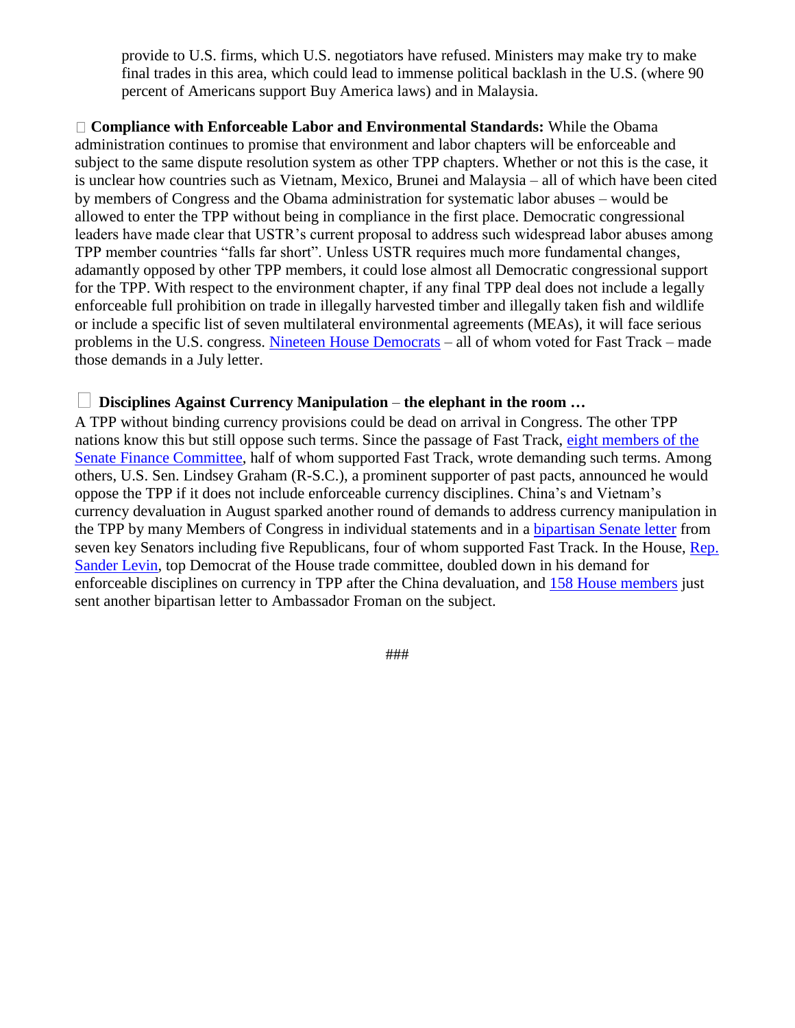provide to U.S. firms, which U.S. negotiators have refused. Ministers may make try to make final trades in this area, which could lead to immense political backlash in the U.S. (where 90 percent of Americans support Buy America laws) and in Malaysia.

- **Compliance with Enforceable Labor and Environmental Standards:** While the Obama administration continues to promise that environment and labor chapters will be enforceable and subject to the same dispute resolution system as other TPP chapters. Whether or not this is the case, it is unclear how countries such as Vietnam, Mexico, Brunei and Malaysia – all of which have been cited by members of Congress and the Obama administration for systematic labor abuses – would be allowed to enter the TPP without being in compliance in the first place. Democratic congressional leaders have made clear that USTR's current proposal to address such widespread labor abuses among TPP member countries "falls far short". Unless USTR requires much more fundamental changes, adamantly opposed by other TPP members, it could lose almost all Democratic congressional support for the TPP. With respect to the environment chapter, if any final TPP deal does not include a legally enforceable full prohibition on trade in illegally harvested timber and illegally taken fish and wildlife or include a specific list of seven multilateral environmental agreements (MEAs), it will face serious problems in the U.S. congress. Nineteen House Democrats – all of whom voted for Fast Track – made those demands in a July letter.

- **Disciplines Against Currency Manipulation** – **the elephant in the room …**

A TPP without binding currency provisions could be dead on arrival in Congress. The other TPP nations know this but still oppose such terms. Since the passage of Fast Track, eight members of the Senate Finance Committee, half of whom supported Fast Track, wrote demanding such terms. Among others, U.S. Sen. Lindsey Graham (R-S.C.), a prominent supporter of past pacts, announced he would oppose the TPP if it does not include enforceable currency disciplines. China's and Vietnam's currency devaluation in August sparked another round of demands to address currency manipulation in the TPP by many Members of Congress in individual statements and in a bipartisan Senate letter from seven key Senators including five Republicans, four of whom supported Fast Track. In the House, Rep. Sander Levin, top Democrat of the House trade committee, doubled down in his demand for enforceable disciplines on currency in TPP after the China devaluation, and 158 House members just sent another bipartisan letter to Ambassador Froman on the subject.

###